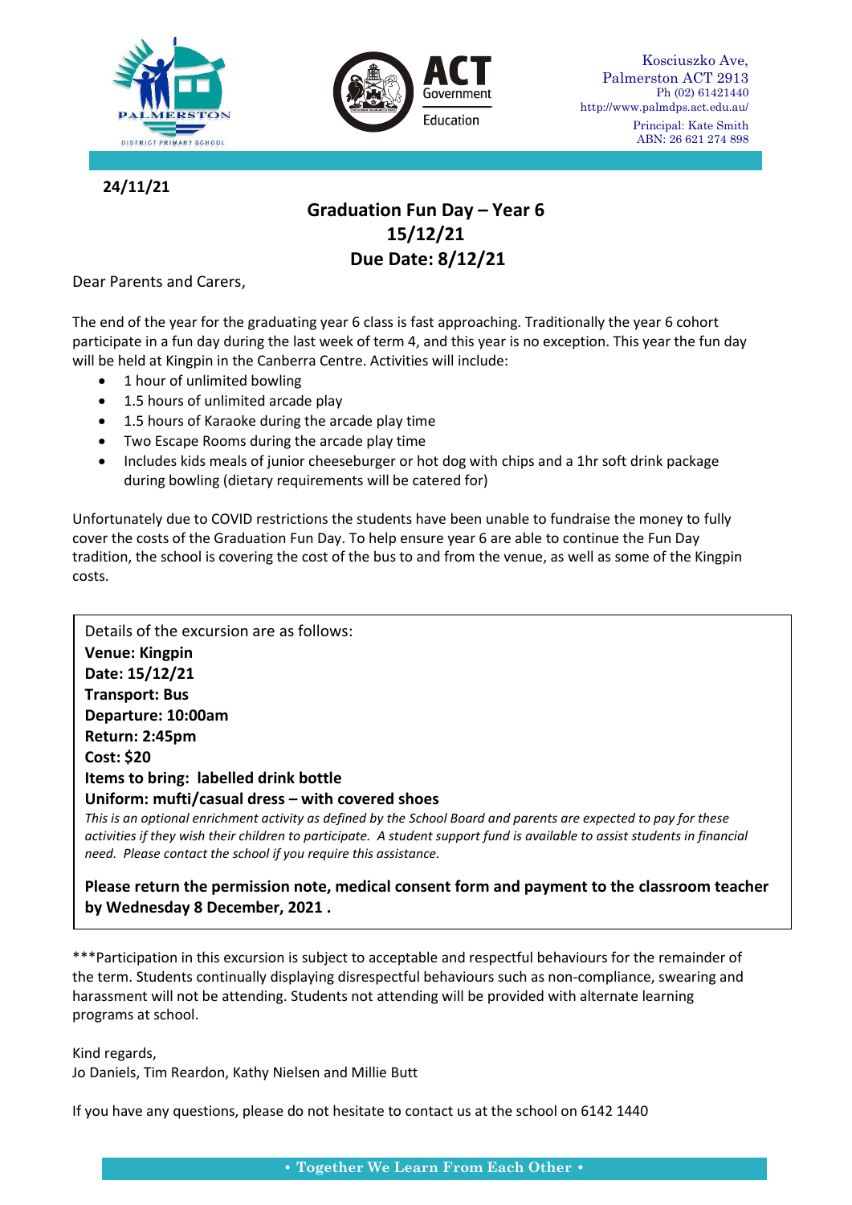Kosciuszko Ave,
Palmerston ACT 2913
Ph (02) 61421440
http://www.palmdps.act.edu.au/
Principal: Kate Smith
ABN: 26 621 274 898

**24/11/21**

## Graduation Fun Day – Year 6
## 15/12/21
## Due Date: 8/12/21

Dear Parents and Carers,

The end of the year for the graduating year 6 class is fast approaching. Traditionally the year 6 cohort participate in a fun day during the last week of term 4, and this year is no exception. This year the fun day will be held at Kingpin in the Canberra Centre. Activities will include:

- 1 hour of unlimited bowling
- 1.5 hours of unlimited arcade play
- 1.5 hours of Karaoke during the arcade play time
- Two Escape Rooms during the arcade play time
- Includes kids meals of junior cheeseburger or hot dog with chips and a 1hr soft drink package during bowling (dietary requirements will be catered for)

Unfortunately due to COVID restrictions the students have been unable to fundraise the money to fully cover the costs of the Graduation Fun Day. To help ensure year 6 are able to continue the Fun Day tradition, the school is covering the cost of the bus to and from the venue, as well as some of the Kingpin costs.

Details of the excursion are as follows:
**Venue: Kingpin**
**Date: 15/12/21**
**Transport: Bus**
**Departure: 10:00am**
**Return: 2:45pm**
**Cost: $20**
**Items to bring: labelled drink bottle**
**Uniform: mufti/casual dress – with covered shoes**
*This is an optional enrichment activity as defined by the School Board and parents are expected to pay for these activities if they wish their children to participate. A student support fund is available to assist students in financial need. Please contact the school if you require this assistance.*

**Please return the permission note, medical consent form and payment to the classroom teacher by Wednesday 8 December, 2021 .**

***Participation in this excursion is subject to acceptable and respectful behaviours for the remainder of the term. Students continually displaying disrespectful behaviours such as non-compliance, swearing and harassment will not be attending. Students not attending will be provided with alternate learning programs at school.

Kind regards,
Jo Daniels, Tim Reardon, Kathy Nielsen and Millie Butt

If you have any questions, please do not hesitate to contact us at the school on 6142 1440

• Together We Learn From Each Other •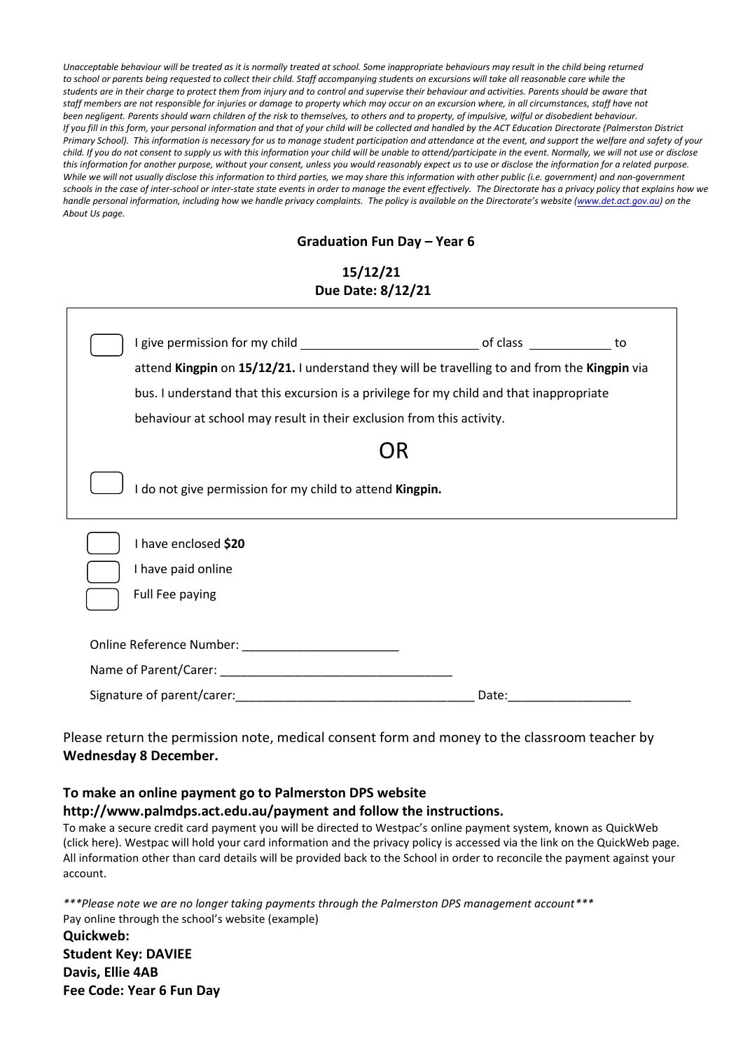*Unacceptable behaviour will be treated as it is normally treated at school. Some inappropriate behaviours may result in the child being returned to school or parents being requested to collect their child. Staff accompanying students on excursions will take all reasonable care while the students are in their charge to protect them from injury and to control and supervise their behaviour and activities. Parents should be aware that staff members are not responsible for injuries or damage to property which may occur on an excursion where, in all circumstances, staff have not been negligent. Parents should warn children of the risk to themselves, to others and to property, of impulsive, wilful or disobedient behaviour. If you fill in this form, your personal information and that of your child will be collected and handled by the ACT Education Directorate (Palmerston District Primary School). This information is necessary for us to manage student participation and attendance at the event, and support the welfare and safety of your child. If you do not consent to supply us with this information your child will be unable to attend/participate in the event. Normally, we will not use or disclose this information for another purpose, without your consent, unless you would reasonably expect us to use or disclose the information for a related purpose. While we will not usually disclose this information to third parties, we may share this information with other public (i.e. government) and non-government schools in the case of inter-school or inter-state state events in order to manage the event effectively. The Directorate has a privacy policy that explains how we handle personal information, including how we handle privacy complaints. The policy is available on the Directorate's website (www.det.act.gov.au) on the About Us page.*

**Graduation Fun Day – Year 6**

**15/12/21**
**Due Date: 8/12/21**

☐ I give permission for my child ________________________ of class ___________ to attend **Kingpin** on **15/12/21.** I understand they will be travelling to and from the **Kingpin** via bus. I understand that this excursion is a privilege for my child and that inappropriate behaviour at school may result in their exclusion from this activity.

OR

☐ I do not give permission for my child to attend **Kingpin.**

☐ I have enclosed **$20**
☐ I have paid online
☐ Full Fee paying

Online Reference Number: ______________________

Name of Parent/Carer: _________________________________

Signature of parent/carer:__________________________________ Date:_________________

Please return the permission note, medical consent form and money to the classroom teacher by **Wednesday 8 December.**

**To make an online payment go to Palmerston DPS website http://www.palmdps.act.edu.au/payment and follow the instructions.**

To make a secure credit card payment you will be directed to Westpac's online payment system, known as QuickWeb (click here). Westpac will hold your card information and the privacy policy is accessed via the link on the QuickWeb page. All information other than card details will be provided back to the School in order to reconcile the payment against your account.

****Please note we are no longer taking payments through the Palmerston DPS management account****

Pay online through the school's website (example)

**Quickweb:**
**Student Key: DAVIEE**
**Davis, Ellie 4AB**
**Fee Code: Year 6 Fun Day**